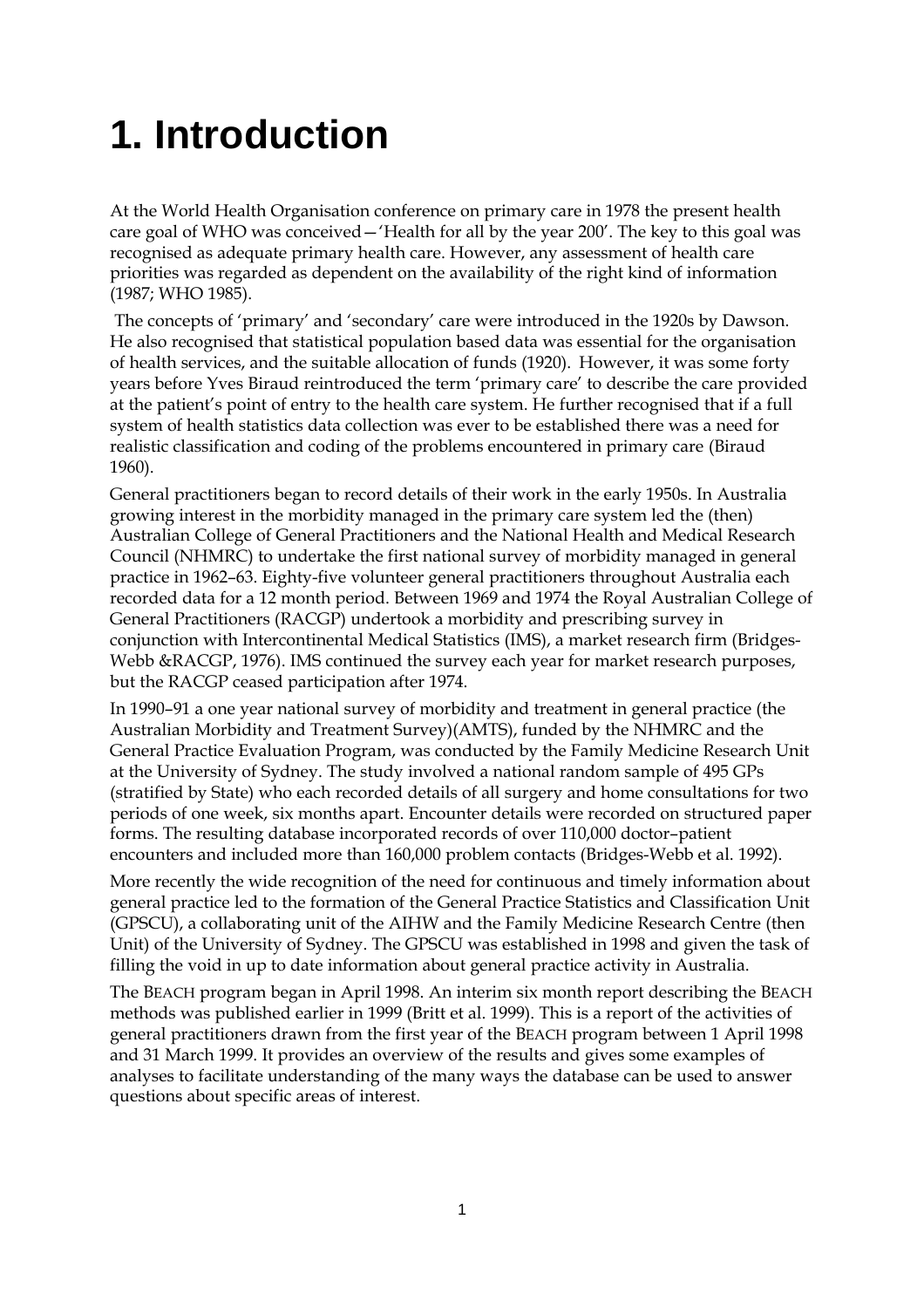# 1. Introduction

At the World Health Organisation conference on primary care in 1978 the present health care goal of WHO was conceived—'Health for all by the year 200'. The key to this goal was recognised as adequate primary health care. However, any assessment of health care priorities was regarded as dependent on the availability of the right kind of information (1987; WHO 1985).

The concepts of 'primary' and 'secondary' care were introduced in the 1920s by Dawson. He also recognised that statistical population based data was essential for the organisation of health services, and the suitable allocation of funds (1920). However, it was some forty years before Yves Biraud reintroduced the term 'primary care' to describe the care provided at the patient's point of entry to the health care system. He further recognised that if a full system of health statistics data collection was ever to be established there was a need for realistic classification and coding of the problems encountered in primary care (Biraud 1960).

General practitioners began to record details of their work in the early 1950s. In Australia growing interest in the morbidity managed in the primary care system led the (then) Australian College of General Practitioners and the National Health and Medical Research Council (NHMRC) to undertake the first national survey of morbidity managed in general practice in 1962–63. Eighty-five volunteer general practitioners throughout Australia each recorded data for a 12 month period. Between 1969 and 1974 the Royal Australian College of General Practitioners (RACGP) undertook a morbidity and prescribing survey in conjunction with Intercontinental Medical Statistics (IMS), a market research firm (Bridges-Webb &RACGP, 1976). IMS continued the survey each year for market research purposes, but the RACGP ceased participation after 1974.

In 1990–91 a one year national survey of morbidity and treatment in general practice (the Australian Morbidity and Treatment Survey)(AMTS), funded by the NHMRC and the General Practice Evaluation Program, was conducted by the Family Medicine Research Unit at the University of Sydney. The study involved a national random sample of 495 GPs (stratified by State) who each recorded details of all surgery and home consultations for two periods of one week, six months apart. Encounter details were recorded on structured paper forms. The resulting database incorporated records of over 110,000 doctor–patient encounters and included more than 160,000 problem contacts (Bridges-Webb et al. 1992).

More recently the wide recognition of the need for continuous and timely information about general practice led to the formation of the General Practice Statistics and Classification Unit (GPSCU), a collaborating unit of the AIHW and the Family Medicine Research Centre (then Unit) of the University of Sydney. The GPSCU was established in 1998 and given the task of filling the void in up to date information about general practice activity in Australia.

The BEACH program began in April 1998. An interim six month report describing the BEACH methods was published earlier in 1999 (Britt et al. 1999). This is a report of the activities of general practitioners drawn from the first year of the BEACH program between 1 April 1998 and 31 March 1999. It provides an overview of the results and gives some examples of analyses to facilitate understanding of the many ways the database can be used to answer questions about specific areas of interest.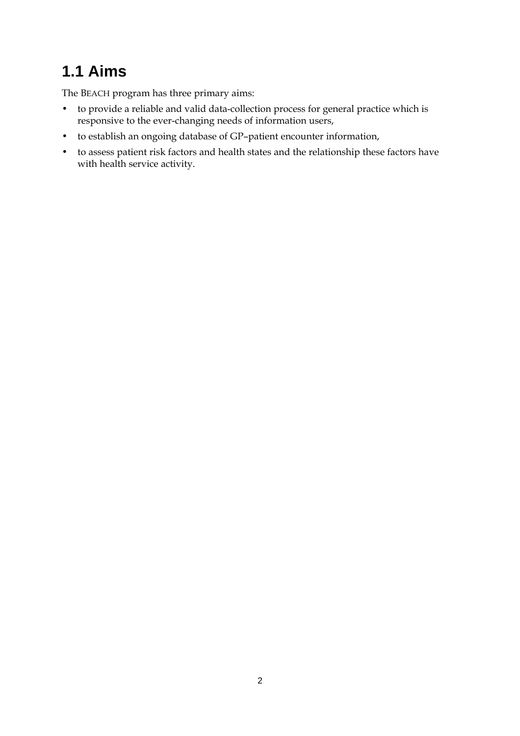## 1.1 Aims

The BEACH program has three primary aims:

- to provide a reliable and valid data-collection process for general practice which is responsive to the ever-changing needs of information users,
- to establish an ongoing database of GP–patient encounter information,
- to assess patient risk factors and health states and the relationship these factors have with health service activity.